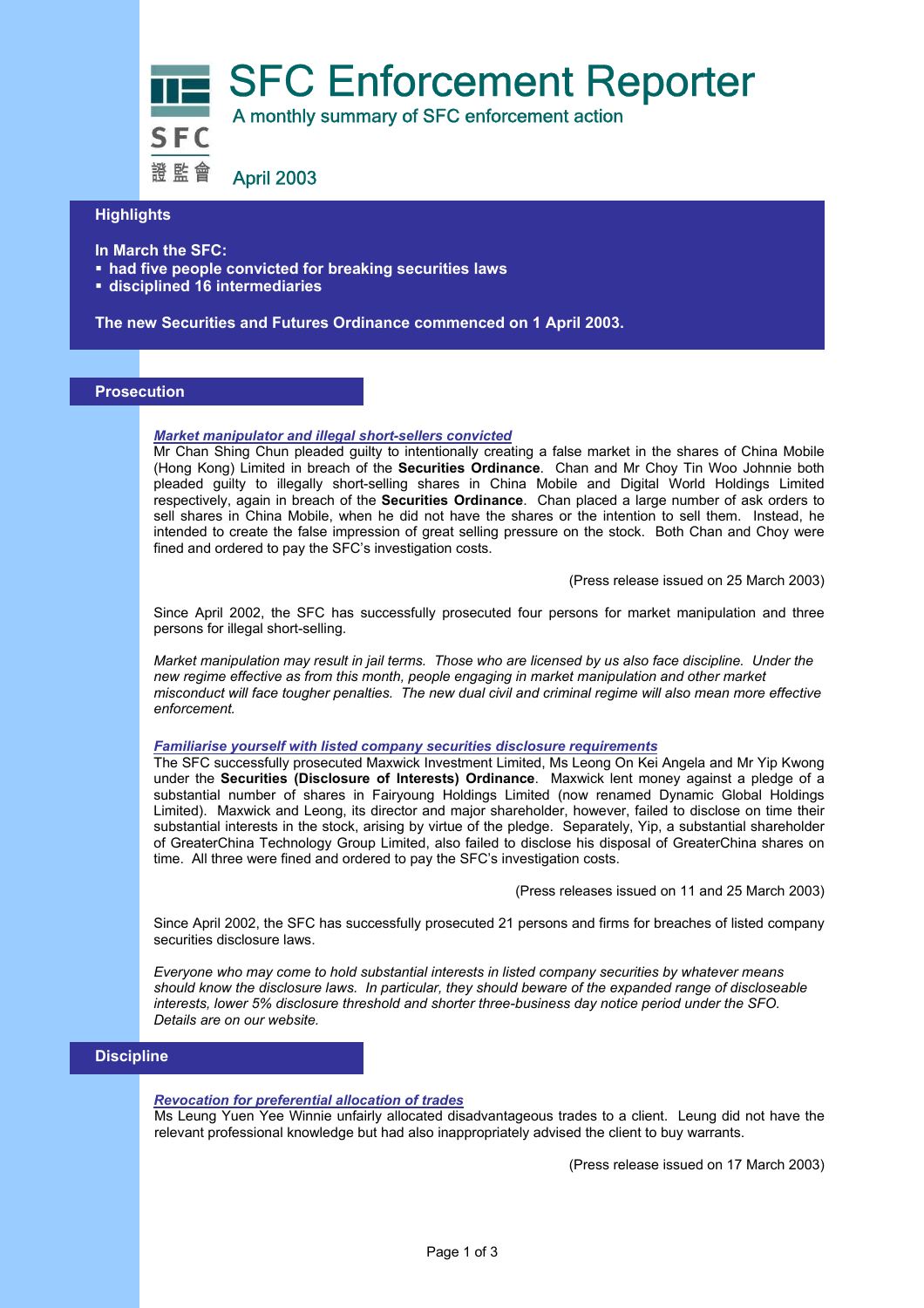# SFC Enforcement Reporter

A monthly summary of SFC enforcement action

April 2003

## Highlights

**In March the SFC:**

- **had five people convicted for breaking securities laws**
- **disciplined 16 intermediaries**

**The new Securities and Futures Ordinance commenced on 1 April 2003.**

## Prosecution

***Market manipulator and illegal short-sellers convicted***

Mr Chan Shing Chun pleaded guilty to intentionally creating a false market in the shares of China Mobile (Hong Kong) Limited in breach of the **Securities Ordinance**. Chan and Mr Choy Tin Woo Johnnie both pleaded guilty to illegally short-selling shares in China Mobile and Digital World Holdings Limited respectively, again in breach of the **Securities Ordinance**. Chan placed a large number of ask orders to sell shares in China Mobile, when he did not have the shares or the intention to sell them. Instead, he intended to create the false impression of great selling pressure on the stock. Both Chan and Choy were fined and ordered to pay the SFC's investigation costs.

(Press release issued on 25 March 2003)

Since April 2002, the SFC has successfully prosecuted four persons for market manipulation and three persons for illegal short-selling.

*Market manipulation may result in jail terms. Those who are licensed by us also face discipline. Under the new regime effective as from this month, people engaging in market manipulation and other market misconduct will face tougher penalties. The new dual civil and criminal regime will also mean more effective enforcement.*

***Familiarise yourself with listed company securities disclosure requirements***

The SFC successfully prosecuted Maxwick Investment Limited, Ms Leong On Kei Angela and Mr Yip Kwong under the **Securities (Disclosure of Interests) Ordinance**. Maxwick lent money against a pledge of a substantial number of shares in Fairyoung Holdings Limited (now renamed Dynamic Global Holdings Limited). Maxwick and Leong, its director and major shareholder, however, failed to disclose on time their substantial interests in the stock, arising by virtue of the pledge. Separately, Yip, a substantial shareholder of GreaterChina Technology Group Limited, also failed to disclose his disposal of GreaterChina shares on time. All three were fined and ordered to pay the SFC's investigation costs.

(Press releases issued on 11 and 25 March 2003)

Since April 2002, the SFC has successfully prosecuted 21 persons and firms for breaches of listed company securities disclosure laws.

*Everyone who may come to hold substantial interests in listed company securities by whatever means should know the disclosure laws. In particular, they should beware of the expanded range of discloseable interests, lower 5% disclosure threshold and shorter three-business day notice period under the SFO. Details are on our website.*

## Discipline

***Revocation for preferential allocation of trades***

Ms Leung Yuen Yee Winnie unfairly allocated disadvantageous trades to a client. Leung did not have the relevant professional knowledge but had also inappropriately advised the client to buy warrants.

(Press release issued on 17 March 2003)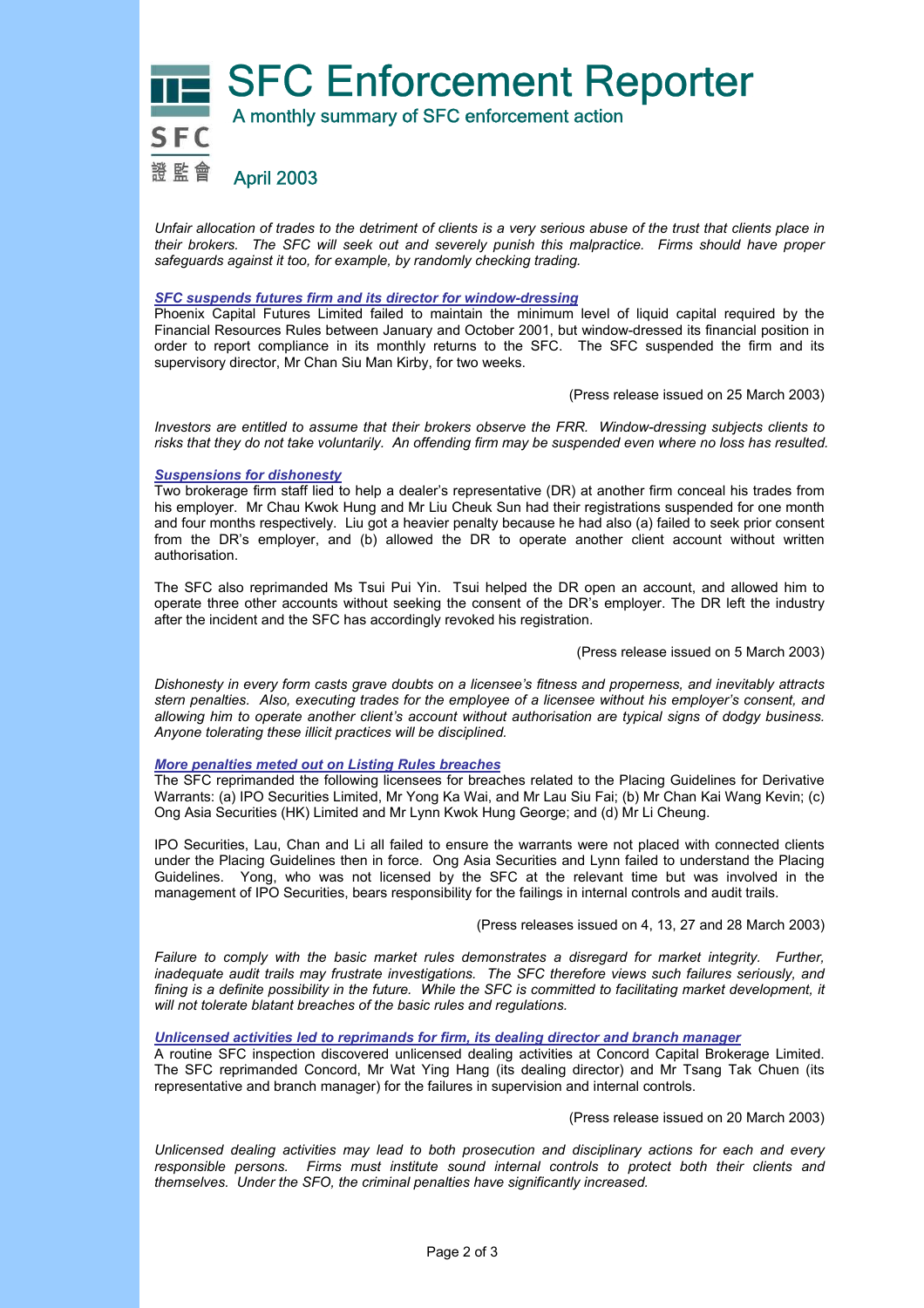# SFC Enforcement Reporter

A monthly summary of SFC enforcement action

April 2003

*Unfair allocation of trades to the detriment of clients is a very serious abuse of the trust that clients place in their brokers. The SFC will seek out and severely punish this malpractice. Firms should have proper safeguards against it too, for example, by randomly checking trading.*

### SFC suspends futures firm and its director for window-dressing

Phoenix Capital Futures Limited failed to maintain the minimum level of liquid capital required by the Financial Resources Rules between January and October 2001, but window-dressed its financial position in order to report compliance in its monthly returns to the SFC. The SFC suspended the firm and its supervisory director, Mr Chan Siu Man Kirby, for two weeks.

(Press release issued on 25 March 2003)

*Investors are entitled to assume that their brokers observe the FRR. Window-dressing subjects clients to risks that they do not take voluntarily. An offending firm may be suspended even where no loss has resulted.*

### Suspensions for dishonesty

Two brokerage firm staff lied to help a dealer's representative (DR) at another firm conceal his trades from his employer. Mr Chau Kwok Hung and Mr Liu Cheuk Sun had their registrations suspended for one month and four months respectively. Liu got a heavier penalty because he had also (a) failed to seek prior consent from the DR's employer, and (b) allowed the DR to operate another client account without written authorisation.

The SFC also reprimanded Ms Tsui Pui Yin. Tsui helped the DR open an account, and allowed him to operate three other accounts without seeking the consent of the DR's employer. The DR left the industry after the incident and the SFC has accordingly revoked his registration.

(Press release issued on 5 March 2003)

*Dishonesty in every form casts grave doubts on a licensee's fitness and properness, and inevitably attracts stern penalties. Also, executing trades for the employee of a licensee without his employer's consent, and allowing him to operate another client's account without authorisation are typical signs of dodgy business. Anyone tolerating these illicit practices will be disciplined.*

### More penalties meted out on Listing Rules breaches

The SFC reprimanded the following licensees for breaches related to the Placing Guidelines for Derivative Warrants: (a) IPO Securities Limited, Mr Yong Ka Wai, and Mr Lau Siu Fai; (b) Mr Chan Kai Wang Kevin; (c) Ong Asia Securities (HK) Limited and Mr Lynn Kwok Hung George; and (d) Mr Li Cheung.

IPO Securities, Lau, Chan and Li all failed to ensure the warrants were not placed with connected clients under the Placing Guidelines then in force. Ong Asia Securities and Lynn failed to understand the Placing Guidelines. Yong, who was not licensed by the SFC at the relevant time but was involved in the management of IPO Securities, bears responsibility for the failings in internal controls and audit trails.

(Press releases issued on 4, 13, 27 and 28 March 2003)

*Failure to comply with the basic market rules demonstrates a disregard for market integrity. Further, inadequate audit trails may frustrate investigations. The SFC therefore views such failures seriously, and fining is a definite possibility in the future. While the SFC is committed to facilitating market development, it will not tolerate blatant breaches of the basic rules and regulations.*

### Unlicensed activities led to reprimands for firm, its dealing director and branch manager

A routine SFC inspection discovered unlicensed dealing activities at Concord Capital Brokerage Limited. The SFC reprimanded Concord, Mr Wat Ying Hang (its dealing director) and Mr Tsang Tak Chuen (its representative and branch manager) for the failures in supervision and internal controls.

(Press release issued on 20 March 2003)

*Unlicensed dealing activities may lead to both prosecution and disciplinary actions for each and every responsible persons. Firms must institute sound internal controls to protect both their clients and themselves. Under the SFO, the criminal penalties have significantly increased.*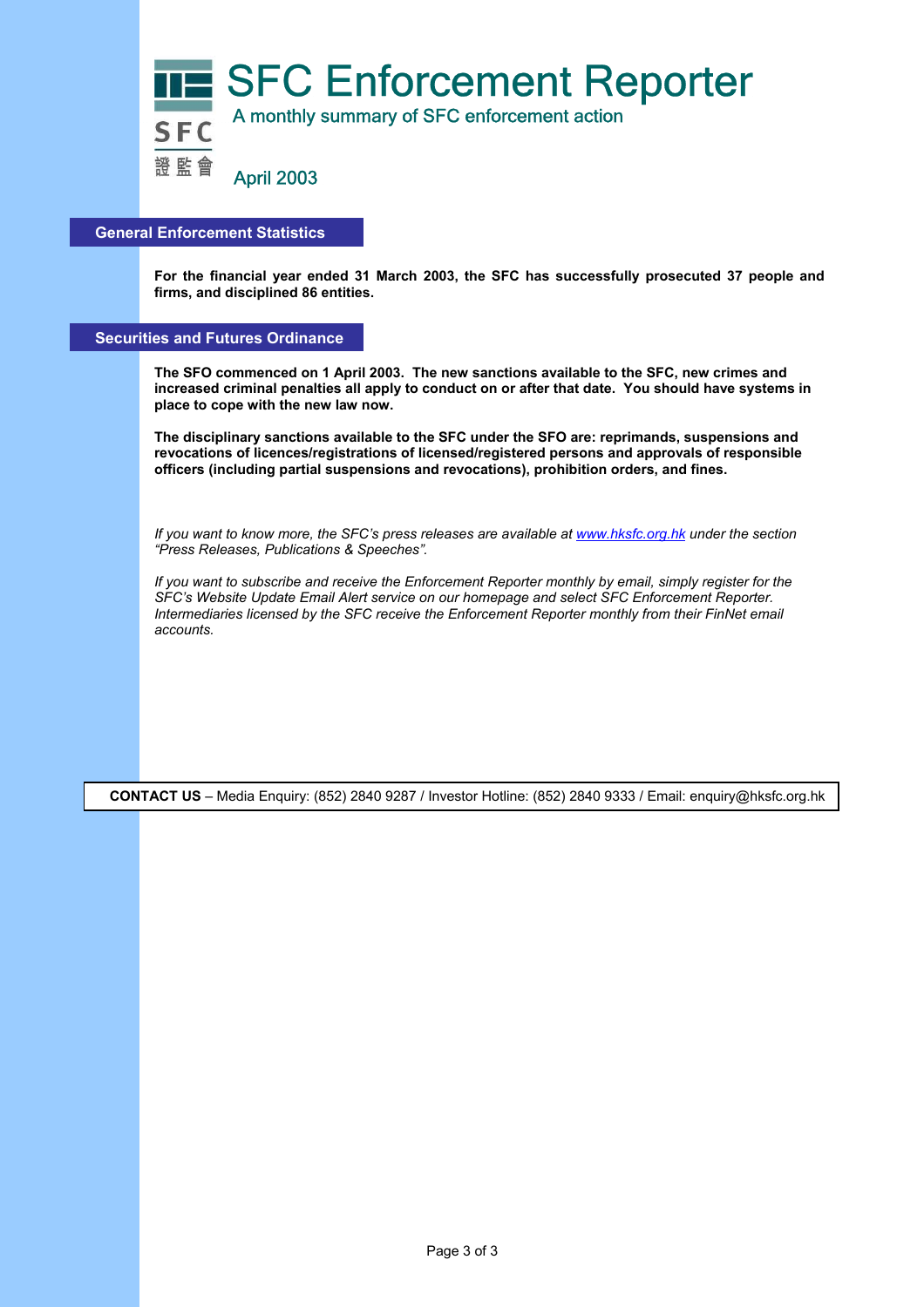# SFC Enforcement Reporter

A monthly summary of SFC enforcement action

April 2003

## General Enforcement Statistics

**For the financial year ended 31 March 2003, the SFC has successfully prosecuted 37 people and firms, and disciplined 86 entities.**

## Securities and Futures Ordinance

**The SFO commenced on 1 April 2003. The new sanctions available to the SFC, new crimes and increased criminal penalties all apply to conduct on or after that date. You should have systems in place to cope with the new law now.**

**The disciplinary sanctions available to the SFC under the SFO are: reprimands, suspensions and revocations of licences/registrations of licensed/registered persons and approvals of responsible officers (including partial suspensions and revocations), prohibition orders, and fines.**

*If you want to know more, the SFC's press releases are available at [www.hksfc.org.hk](http://www.hksfc.org.hk) under the section "Press Releases, Publications & Speeches".*

*If you want to subscribe and receive the Enforcement Reporter monthly by email, simply register for the SFC's Website Update Email Alert service on our homepage and select SFC Enforcement Reporter. Intermediaries licensed by the SFC receive the Enforcement Reporter monthly from their FinNet email accounts.*

**CONTACT US** – Media Enquiry: (852) 2840 9287 / Investor Hotline: (852) 2840 9333 / Email: enquiry@hksfc.org.hk